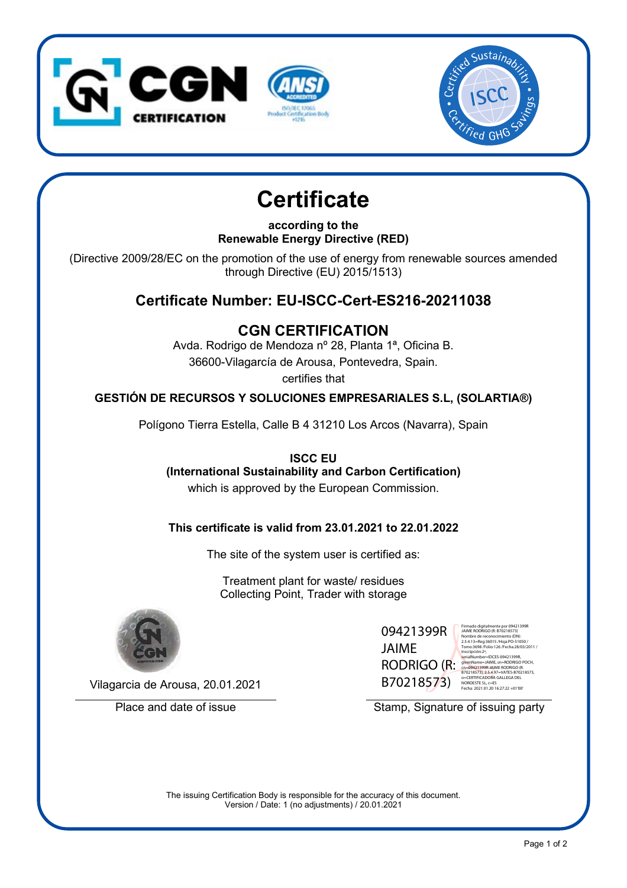# Certificate

**according to the**
**Renewable Energy Directive (RED)**

(Directive 2009/28/EC on the promotion of the use of energy from renewable sources amended through Directive (EU) 2015/1513)

## Certificate Number: EU-ISCC-Cert-ES216-20211038

## CGN CERTIFICATION

Avda. Rodrigo de Mendoza nº 28, Planta 1ª, Oficina B.
36600-Vilagarcía de Arousa, Pontevedra, Spain.
certifies that

**GESTIÓN DE RECURSOS Y SOLUCIONES EMPRESARIALES S.L, (SOLARTIA®)**

Polígono Tierra Estella, Calle B 4 31210 Los Arcos (Navarra), Spain

**ISCC EU**
**(International Sustainability and Carbon Certification)**
which is approved by the European Commission.

**This certificate is valid from 23.01.2021 to 22.01.2022**

The site of the system user is certified as:

Treatment plant for waste/ residues
Collecting Point, Trader with storage

Vilagarcia de Arousa, 20.01.2021

Place and date of issue

09421399R JAIME RODRIGO (R: B70218573)

Firmado digitalmente por 09421399R JAIME RODRIGO (R: B70218573)
Nombre de reconocimiento (DN): 2.5.4.13=Reg:36015 /Hoja:PO-51050 /Tomo:3698 /Folio:126 /Fecha:28/03/2011 /Inscripción:2ª, serialNumber=IDCES-09421399R, givenName=JAIME, sn=RODRIGO POCH, cn=09421399R JAIME RODRIGO (R: B70218573), 2.5.4.97=VATES-B70218573, o=CERTIFICADORA GALLEGA DEL NOROESTE SL, c=ES
Fecha: 2021.01.20 16:27:22 +01'00'

Stamp, Signature of issuing party

The issuing Certification Body is responsible for the accuracy of this document.
Version / Date: 1 (no adjustments) / 20.01.2021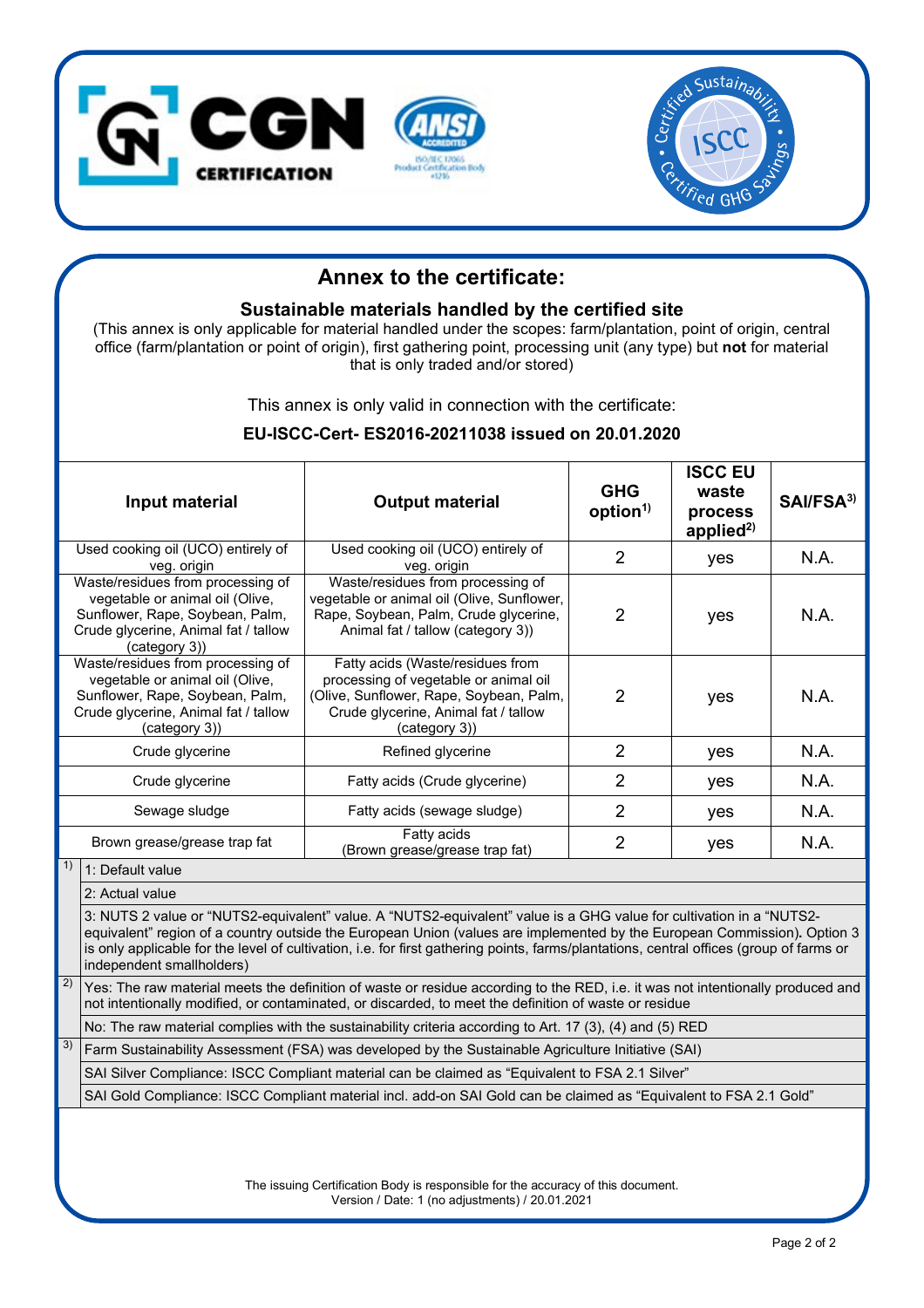## Annex to the certificate:

### Sustainable materials handled by the certified site

(This annex is only applicable for material handled under the scopes: farm/plantation, point of origin, central office (farm/plantation or point of origin), first gathering point, processing unit (any type) but **not** for material that is only traded and/or stored)

This annex is only valid in connection with the certificate:

**EU-ISCC-Cert- ES2016-20211038 issued on 20.01.2020**

| Input material | Output material | GHG option[1)] | ISCC EU waste process applied[2)] | SAI/FSA[3)] |
|---|---|---|---|---|
| Used cooking oil (UCO) entirely of veg. origin | Used cooking oil (UCO) entirely of veg. origin | 2 | yes | N.A. |
| Waste/residues from processing of vegetable or animal oil (Olive, Sunflower, Rape, Soybean, Palm, Crude glycerine, Animal fat / tallow (category 3)) | Waste/residues from processing of vegetable or animal oil (Olive, Sunflower, Rape, Soybean, Palm, Crude glycerine, Animal fat / tallow (category 3)) | 2 | yes | N.A. |
| Waste/residues from processing of vegetable or animal oil (Olive, Sunflower, Rape, Soybean, Palm, Crude glycerine, Animal fat / tallow (category 3)) | Fatty acids (Waste/residues from processing of vegetable or animal oil (Olive, Sunflower, Rape, Soybean, Palm, Crude glycerine, Animal fat / tallow (category 3)) | 2 | yes | N.A. |
| Crude glycerine | Refined glycerine | 2 | yes | N.A. |
| Crude glycerine | Fatty acids (Crude glycerine) | 2 | yes | N.A. |
| Sewage sludge | Fatty acids (sewage sludge) | 2 | yes | N.A. |
| Brown grease/grease trap fat | Fatty acids (Brown grease/grease trap fat) | 2 | yes | N.A. |

1) 1: Default value

2: Actual value

3: NUTS 2 value or "NUTS2-equivalent" value. A "NUTS2-equivalent" value is a GHG value for cultivation in a "NUTS2-equivalent" region of a country outside the European Union (values are implemented by the European Commission). Option 3 is only applicable for the level of cultivation, i.e. for first gathering points, farms/plantations, central offices (group of farms or independent smallholders)

2) Yes: The raw material meets the definition of waste or residue according to the RED, i.e. it was not intentionally produced and not intentionally modified, or contaminated, or discarded, to meet the definition of waste or residue

No: The raw material complies with the sustainability criteria according to Art. 17 (3), (4) and (5) RED

3) Farm Sustainability Assessment (FSA) was developed by the Sustainable Agriculture Initiative (SAI)

SAI Silver Compliance: ISCC Compliant material can be claimed as "Equivalent to FSA 2.1 Silver"

SAI Gold Compliance: ISCC Compliant material incl. add-on SAI Gold can be claimed as "Equivalent to FSA 2.1 Gold"

The issuing Certification Body is responsible for the accuracy of this document.
Version / Date: 1 (no adjustments) / 20.01.2021